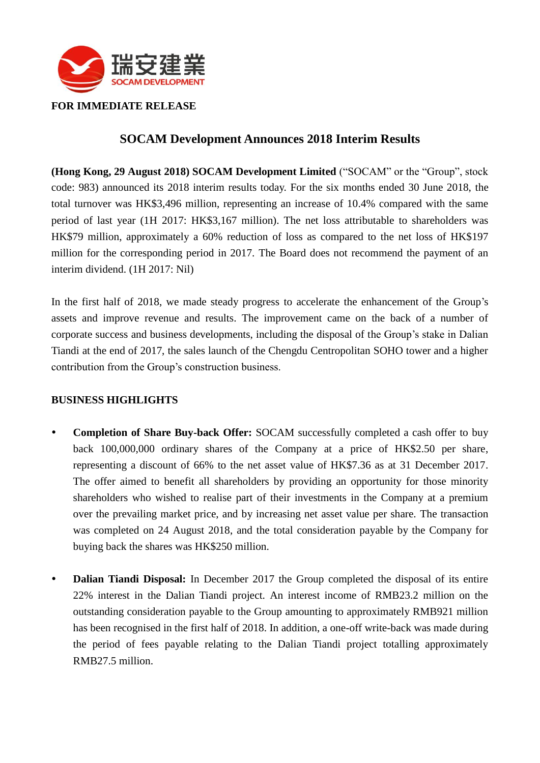瑞安建業
SOCAM DEVELOPMENT

**FOR IMMEDIATE RELEASE**

## SOCAM Development Announces 2018 Interim Results

**(Hong Kong, 29 August 2018) SOCAM Development Limited** ("SOCAM" or the "Group", stock code: 983) announced its 2018 interim results today. For the six months ended 30 June 2018, the total turnover was HK$3,496 million, representing an increase of 10.4% compared with the same period of last year (1H 2017: HK$3,167 million). The net loss attributable to shareholders was HK$79 million, approximately a 60% reduction of loss as compared to the net loss of HK$197 million for the corresponding period in 2017. The Board does not recommend the payment of an interim dividend. (1H 2017: Nil)

In the first half of 2018, we made steady progress to accelerate the enhancement of the Group's assets and improve revenue and results. The improvement came on the back of a number of corporate success and business developments, including the disposal of the Group's stake in Dalian Tiandi at the end of 2017, the sales launch of the Chengdu Centropolitan SOHO tower and a higher contribution from the Group's construction business.

### BUSINESS HIGHLIGHTS

- **Completion of Share Buy-back Offer:** SOCAM successfully completed a cash offer to buy back 100,000,000 ordinary shares of the Company at a price of HK$2.50 per share, representing a discount of 66% to the net asset value of HK$7.36 as at 31 December 2017. The offer aimed to benefit all shareholders by providing an opportunity for those minority shareholders who wished to realise part of their investments in the Company at a premium over the prevailing market price, and by increasing net asset value per share. The transaction was completed on 24 August 2018, and the total consideration payable by the Company for buying back the shares was HK$250 million.

- **Dalian Tiandi Disposal:** In December 2017 the Group completed the disposal of its entire 22% interest in the Dalian Tiandi project. An interest income of RMB23.2 million on the outstanding consideration payable to the Group amounting to approximately RMB921 million has been recognised in the first half of 2018. In addition, a one-off write-back was made during the period of fees payable relating to the Dalian Tiandi project totalling approximately RMB27.5 million.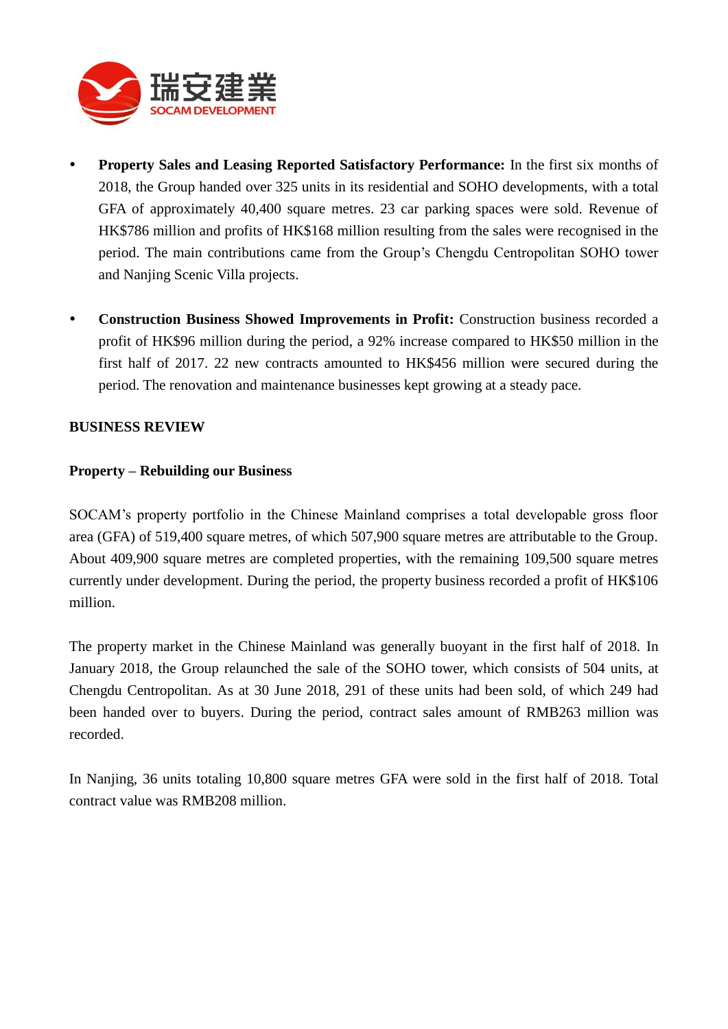- **Property Sales and Leasing Reported Satisfactory Performance:** In the first six months of 2018, the Group handed over 325 units in its residential and SOHO developments, with a total GFA of approximately 40,400 square metres. 23 car parking spaces were sold. Revenue of HK$786 million and profits of HK$168 million resulting from the sales were recognised in the period. The main contributions came from the Group's Chengdu Centropolitan SOHO tower and Nanjing Scenic Villa projects.

- **Construction Business Showed Improvements in Profit:** Construction business recorded a profit of HK$96 million during the period, a 92% increase compared to HK$50 million in the first half of 2017. 22 new contracts amounted to HK$456 million were secured during the period. The renovation and maintenance businesses kept growing at a steady pace.

## BUSINESS REVIEW

### Property – Rebuilding our Business

SOCAM's property portfolio in the Chinese Mainland comprises a total developable gross floor area (GFA) of 519,400 square metres, of which 507,900 square metres are attributable to the Group. About 409,900 square metres are completed properties, with the remaining 109,500 square metres currently under development. During the period, the property business recorded a profit of HK$106 million.

The property market in the Chinese Mainland was generally buoyant in the first half of 2018. In January 2018, the Group relaunched the sale of the SOHO tower, which consists of 504 units, at Chengdu Centropolitan. As at 30 June 2018, 291 of these units had been sold, of which 249 had been handed over to buyers. During the period, contract sales amount of RMB263 million was recorded.

In Nanjing, 36 units totaling 10,800 square metres GFA were sold in the first half of 2018. Total contract value was RMB208 million.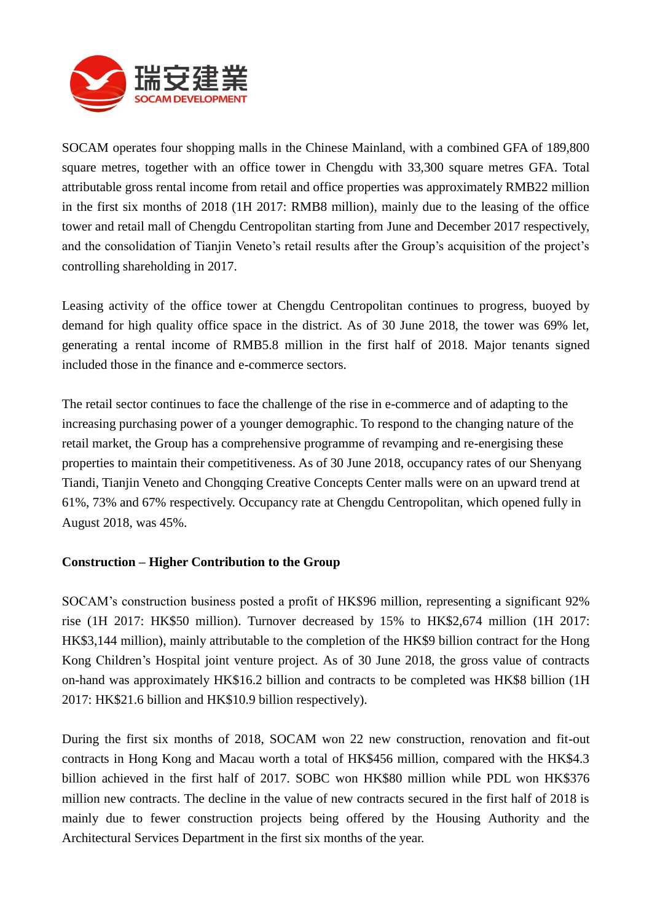SOCAM operates four shopping malls in the Chinese Mainland, with a combined GFA of 189,800 square metres, together with an office tower in Chengdu with 33,300 square metres GFA. Total attributable gross rental income from retail and office properties was approximately RMB22 million in the first six months of 2018 (1H 2017: RMB8 million), mainly due to the leasing of the office tower and retail mall of Chengdu Centropolitan starting from June and December 2017 respectively, and the consolidation of Tianjin Veneto's retail results after the Group's acquisition of the project's controlling shareholding in 2017.

Leasing activity of the office tower at Chengdu Centropolitan continues to progress, buoyed by demand for high quality office space in the district. As of 30 June 2018, the tower was 69% let, generating a rental income of RMB5.8 million in the first half of 2018. Major tenants signed included those in the finance and e-commerce sectors.

The retail sector continues to face the challenge of the rise in e-commerce and of adapting to the increasing purchasing power of a younger demographic. To respond to the changing nature of the retail market, the Group has a comprehensive programme of revamping and re-energising these properties to maintain their competitiveness. As of 30 June 2018, occupancy rates of our Shenyang Tiandi, Tianjin Veneto and Chongqing Creative Concepts Center malls were on an upward trend at 61%, 73% and 67% respectively. Occupancy rate at Chengdu Centropolitan, which opened fully in August 2018, was 45%.

**Construction – Higher Contribution to the Group**

SOCAM's construction business posted a profit of HK$96 million, representing a significant 92% rise (1H 2017: HK$50 million). Turnover decreased by 15% to HK$2,674 million (1H 2017: HK$3,144 million), mainly attributable to the completion of the HK$9 billion contract for the Hong Kong Children's Hospital joint venture project. As of 30 June 2018, the gross value of contracts on-hand was approximately HK$16.2 billion and contracts to be completed was HK$8 billion (1H 2017: HK$21.6 billion and HK$10.9 billion respectively).

During the first six months of 2018, SOCAM won 22 new construction, renovation and fit-out contracts in Hong Kong and Macau worth a total of HK$456 million, compared with the HK$4.3 billion achieved in the first half of 2017. SOBC won HK$80 million while PDL won HK$376 million new contracts. The decline in the value of new contracts secured in the first half of 2018 is mainly due to fewer construction projects being offered by the Housing Authority and the Architectural Services Department in the first six months of the year.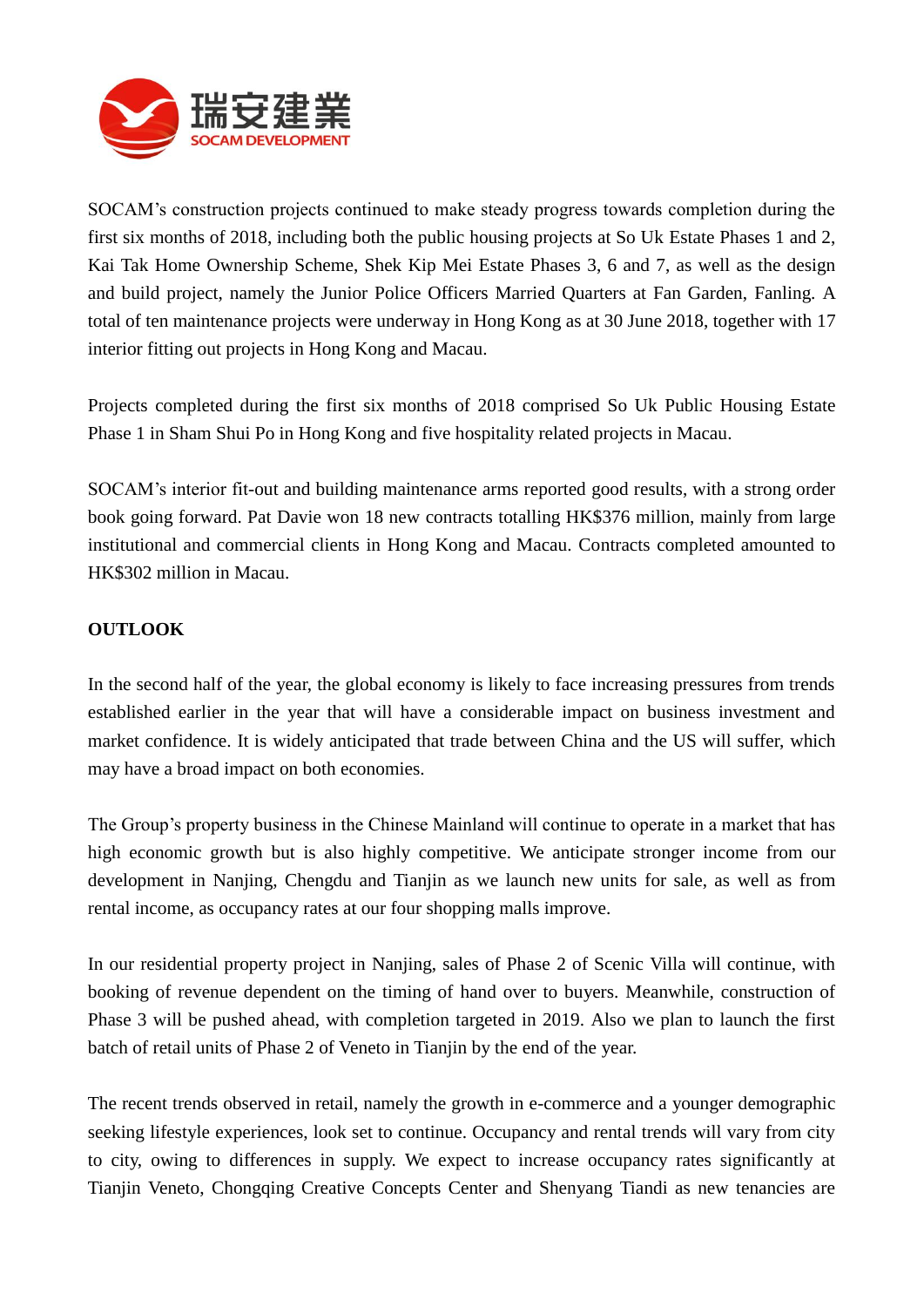SOCAM's construction projects continued to make steady progress towards completion during the first six months of 2018, including both the public housing projects at So Uk Estate Phases 1 and 2, Kai Tak Home Ownership Scheme, Shek Kip Mei Estate Phases 3, 6 and 7, as well as the design and build project, namely the Junior Police Officers Married Quarters at Fan Garden, Fanling. A total of ten maintenance projects were underway in Hong Kong as at 30 June 2018, together with 17 interior fitting out projects in Hong Kong and Macau.

Projects completed during the first six months of 2018 comprised So Uk Public Housing Estate Phase 1 in Sham Shui Po in Hong Kong and five hospitality related projects in Macau.

SOCAM's interior fit-out and building maintenance arms reported good results, with a strong order book going forward. Pat Davie won 18 new contracts totalling HK$376 million, mainly from large institutional and commercial clients in Hong Kong and Macau. Contracts completed amounted to HK$302 million in Macau.

**OUTLOOK**

In the second half of the year, the global economy is likely to face increasing pressures from trends established earlier in the year that will have a considerable impact on business investment and market confidence. It is widely anticipated that trade between China and the US will suffer, which may have a broad impact on both economies.

The Group's property business in the Chinese Mainland will continue to operate in a market that has high economic growth but is also highly competitive. We anticipate stronger income from our development in Nanjing, Chengdu and Tianjin as we launch new units for sale, as well as from rental income, as occupancy rates at our four shopping malls improve.

In our residential property project in Nanjing, sales of Phase 2 of Scenic Villa will continue, with booking of revenue dependent on the timing of hand over to buyers. Meanwhile, construction of Phase 3 will be pushed ahead, with completion targeted in 2019. Also we plan to launch the first batch of retail units of Phase 2 of Veneto in Tianjin by the end of the year.

The recent trends observed in retail, namely the growth in e-commerce and a younger demographic seeking lifestyle experiences, look set to continue. Occupancy and rental trends will vary from city to city, owing to differences in supply. We expect to increase occupancy rates significantly at Tianjin Veneto, Chongqing Creative Concepts Center and Shenyang Tiandi as new tenancies are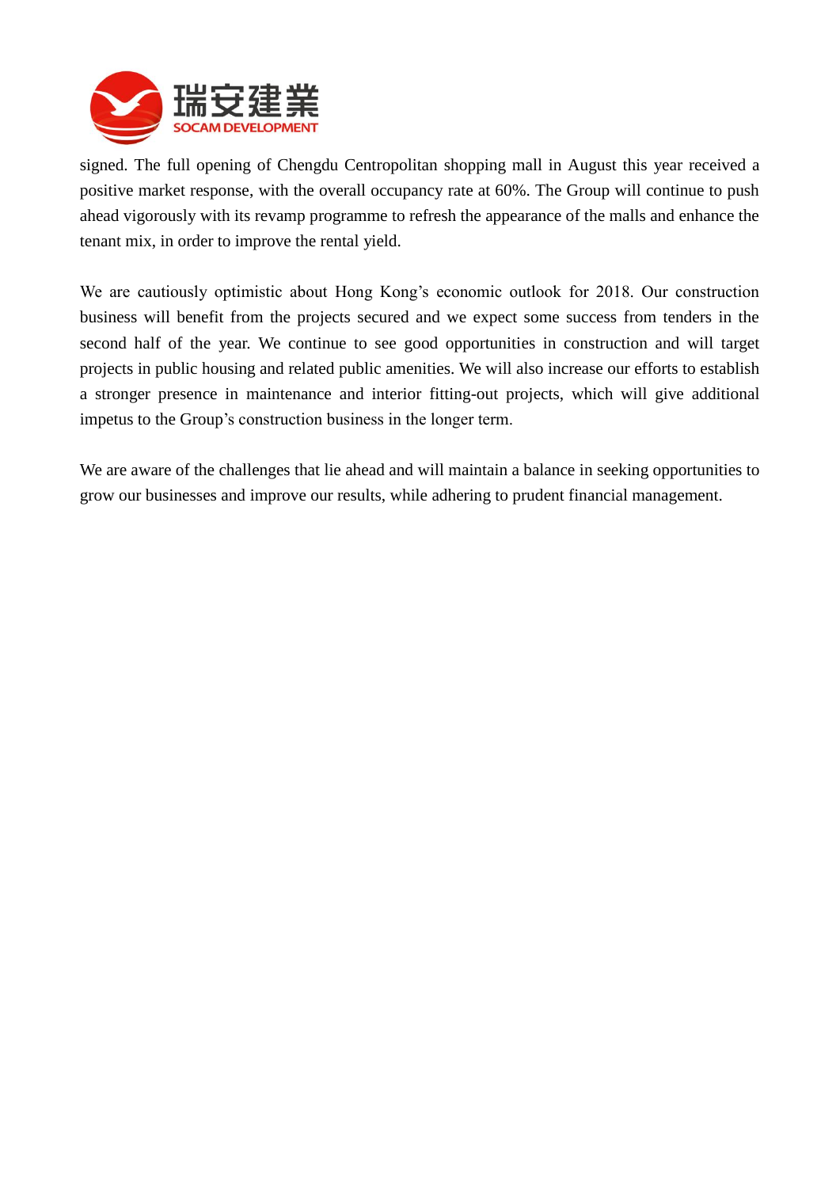signed. The full opening of Chengdu Centropolitan shopping mall in August this year received a positive market response, with the overall occupancy rate at 60%. The Group will continue to push ahead vigorously with its revamp programme to refresh the appearance of the malls and enhance the tenant mix, in order to improve the rental yield.

We are cautiously optimistic about Hong Kong's economic outlook for 2018. Our construction business will benefit from the projects secured and we expect some success from tenders in the second half of the year. We continue to see good opportunities in construction and will target projects in public housing and related public amenities. We will also increase our efforts to establish a stronger presence in maintenance and interior fitting-out projects, which will give additional impetus to the Group's construction business in the longer term.

We are aware of the challenges that lie ahead and will maintain a balance in seeking opportunities to grow our businesses and improve our results, while adhering to prudent financial management.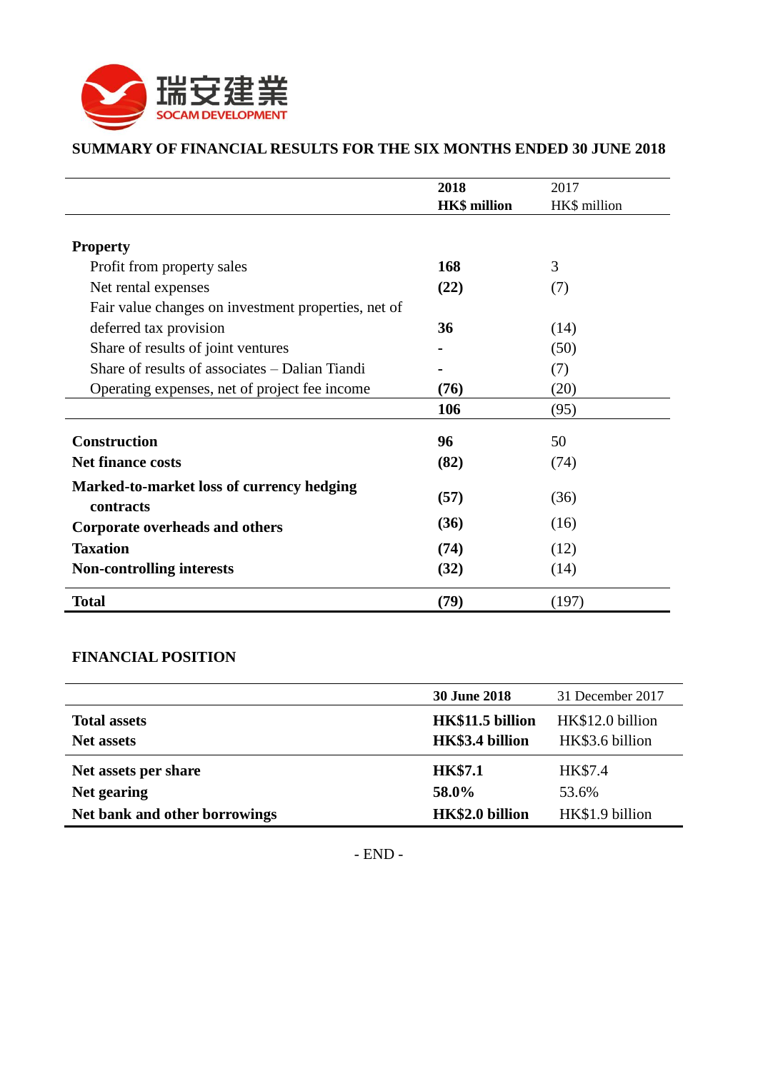瑞安建業
SOCAM DEVELOPMENT

## SUMMARY OF FINANCIAL RESULTS FOR THE SIX MONTHS ENDED 30 JUNE 2018

| | **2018** **HK$ million** | 2017 HK$ million |
|---|---|---|
| **Property** | | |
| Profit from property sales | **168** | 3 |
| Net rental expenses | **(22)** | (7) |
| Fair value changes on investment properties, net of deferred tax provision | **36** | (14) |
| Share of results of joint ventures | **-** | (50) |
| Share of results of associates – Dalian Tiandi | **-** | (7) |
| Operating expenses, net of project fee income | **(76)** | (20) |
| | **106** | (95) |
| **Construction** | **96** | 50 |
| **Net finance costs** | **(82)** | (74) |
| **Marked-to-market loss of currency hedging contracts** | **(57)** | (36) |
| **Corporate overheads and others** | **(36)** | (16) |
| **Taxation** | **(74)** | (12) |
| **Non-controlling interests** | **(32)** | (14) |
| **Total** | **(79)** | (197) |

## FINANCIAL POSITION

| | **30 June 2018** | 31 December 2017 |
|---|---|---|
| **Total assets** | **HK$11.5 billion** | HK$12.0 billion |
| **Net assets** | **HK$3.4 billion** | HK$3.6 billion |
| **Net assets per share** | **HK$7.1** | HK$7.4 |
| **Net gearing** | **58.0%** | 53.6% |
| **Net bank and other borrowings** | **HK$2.0 billion** | HK$1.9 billion |

- END -